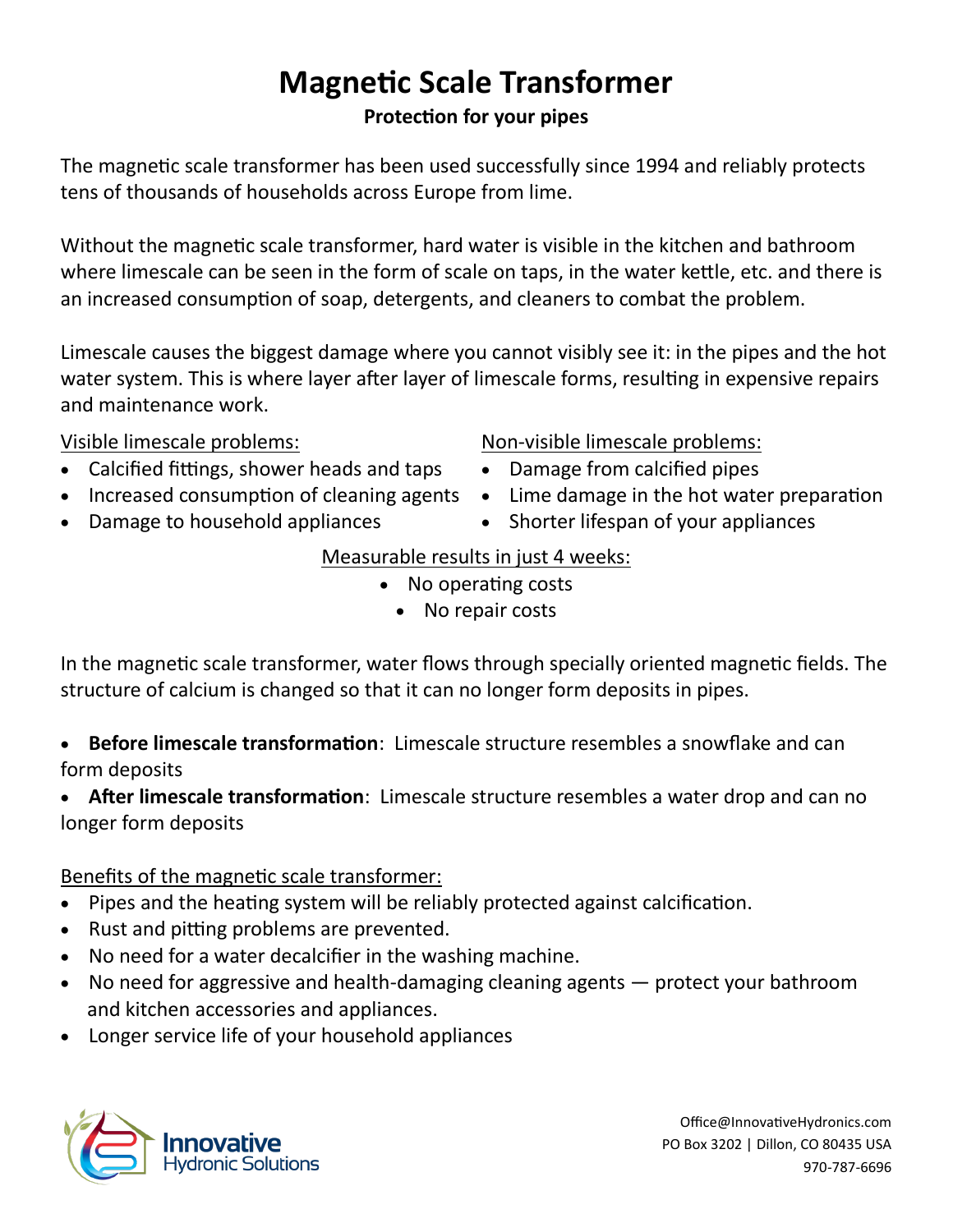# Magnetic Scale Transformer

**Protection for your pipes**

The magnetic scale transformer has been used successfully since 1994 and reliably protects tens of thousands of households across Europe from lime.

Without the magnetic scale transformer, hard water is visible in the kitchen and bathroom where limescale can be seen in the form of scale on taps, in the water kettle, etc. and there is an increased consumption of soap, detergents, and cleaners to combat the problem.

Limescale causes the biggest damage where you cannot visibly see it: in the pipes and the hot water system. This is where layer after layer of limescale forms, resulting in expensive repairs and maintenance work.

<u>Visible limescale problems:</u>

- Calcified fittings, shower heads and taps
- Increased consumption of cleaning agents
- Damage to household appliances

<u>Non-visible limescale problems:</u>

- Damage from calcified pipes
- Lime damage in the hot water preparation
- Shorter lifespan of your appliances

<u>Measurable results in just 4 weeks:</u>

- No operating costs
- No repair costs

In the magnetic scale transformer, water flows through specially oriented magnetic fields. The structure of calcium is changed so that it can no longer form deposits in pipes.

- **Before limescale transformation**: Limescale structure resembles a snowflake and can form deposits
- **After limescale transformation**: Limescale structure resembles a water drop and can no longer form deposits

<u>Benefits of the magnetic scale transformer:</u>

- Pipes and the heating system will be reliably protected against calcification.
- Rust and pitting problems are prevented.
- No need for a water decalcifier in the washing machine.
- No need for aggressive and health-damaging cleaning agents — protect your bathroom and kitchen accessories and appliances.
- Longer service life of your household appliances

Innovative Hydronic Solutions

Office@InnovativeHydronics.com
PO Box 3202 | Dillon, CO 80435 USA
970-787-6696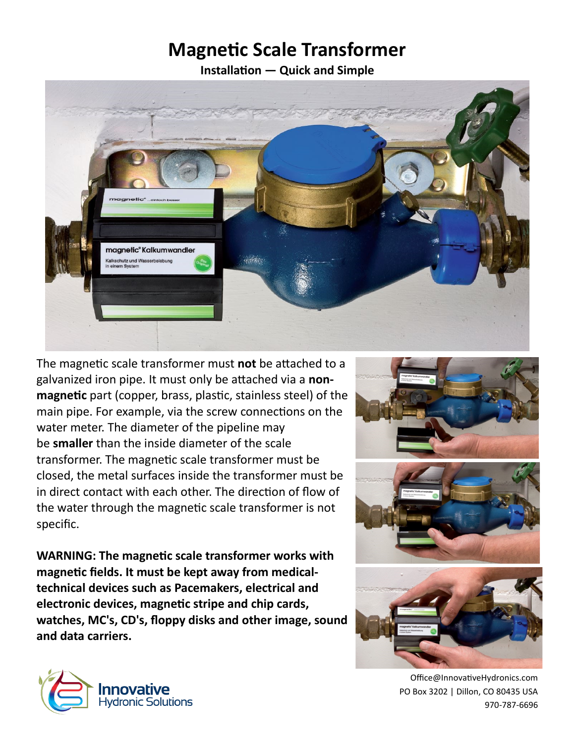# Magnetic Scale Transformer

**Installation — Quick and Simple**

The magnetic scale transformer must **not** be attached to a galvanized iron pipe. It must only be attached via a **non-magnetic** part (copper, brass, plastic, stainless steel) of the main pipe. For example, via the screw connections on the water meter. The diameter of the pipeline may be **smaller** than the inside diameter of the scale transformer. The magnetic scale transformer must be closed, the metal surfaces inside the transformer must be in direct contact with each other. The direction of flow of the water through the magnetic scale transformer is not specific.

**WARNING: The magnetic scale transformer works with magnetic fields. It must be kept away from medical-technical devices such as Pacemakers, electrical and electronic devices, magnetic stripe and chip cards, watches, MC's, CD's, floppy disks and other image, sound and data carriers.**

Innovative Hydronic Solutions

Office@InnovativeHydronics.com
PO Box 3202 | Dillon, CO 80435 USA
970-787-6696